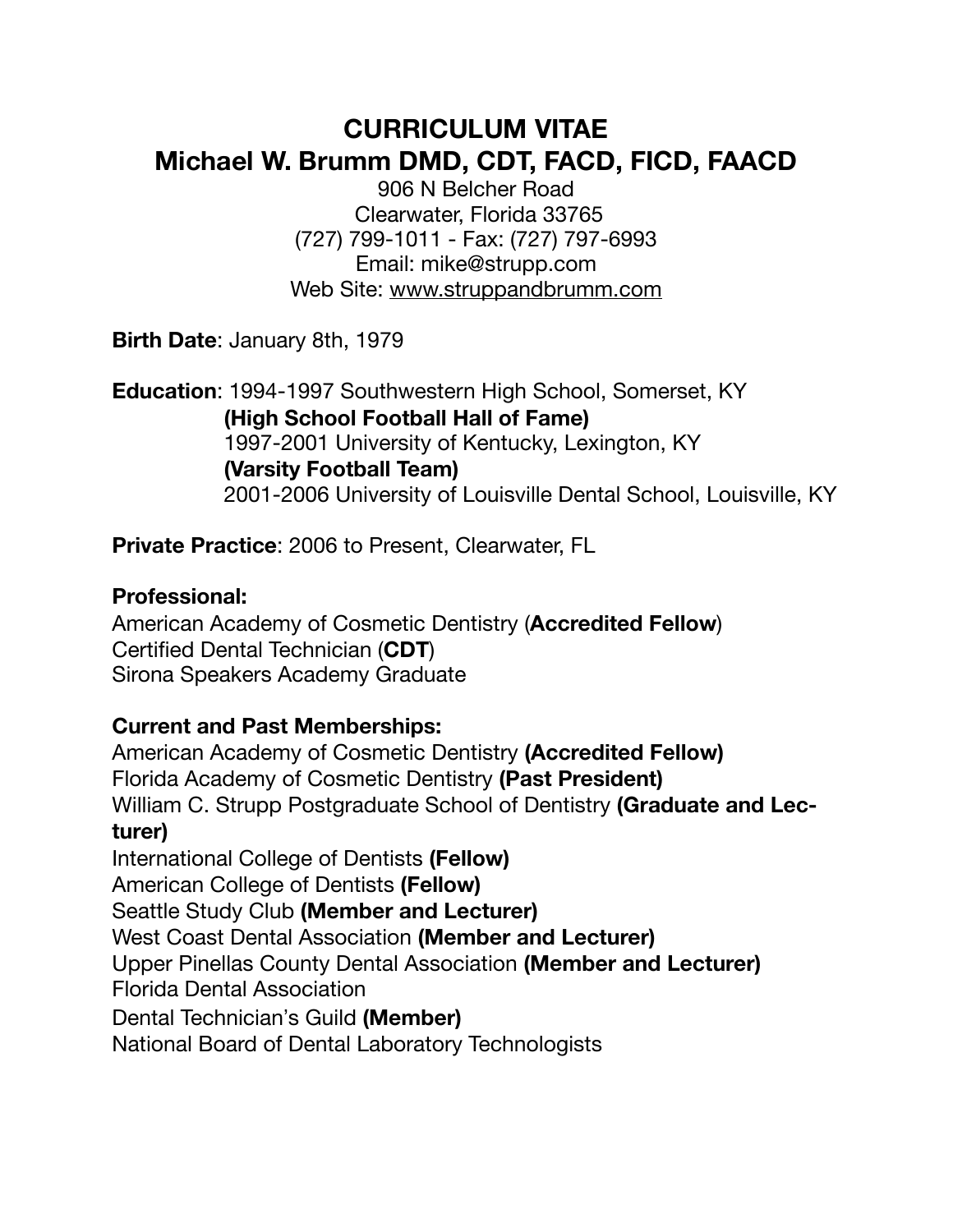# CURRICULUM VITAE
# Michael W. Brumm DMD, CDT, FACD, FICD, FAACD

906 N Belcher Road
Clearwater, Florida 33765
(727) 799-1011 - Fax: (727) 797-6993
Email: mike@strupp.com
Web Site: www.struppandbrumm.com

**Birth Date**: January 8th, 1979

**Education**: 1994-1997 Southwestern High School, Somerset, KY
**(High School Football Hall of Fame)**
1997-2001 University of Kentucky, Lexington, KY
**(Varsity Football Team)**
2001-2006 University of Louisville Dental School, Louisville, KY

**Private Practice**: 2006 to Present, Clearwater, FL

**Professional:**

American Academy of Cosmetic Dentistry (**Accredited Fellow**)
Certified Dental Technician (**CDT**)
Sirona Speakers Academy Graduate

**Current and Past Memberships:**

American Academy of Cosmetic Dentistry **(Accredited Fellow)**
Florida Academy of Cosmetic Dentistry **(Past President)**
William C. Strupp Postgraduate School of Dentistry **(Graduate and Lecturer)**
International College of Dentists **(Fellow)**
American College of Dentists **(Fellow)**
Seattle Study Club **(Member and Lecturer)**
West Coast Dental Association **(Member and Lecturer)**
Upper Pinellas County Dental Association **(Member and Lecturer)**
Florida Dental Association
Dental Technician's Guild **(Member)**
National Board of Dental Laboratory Technologists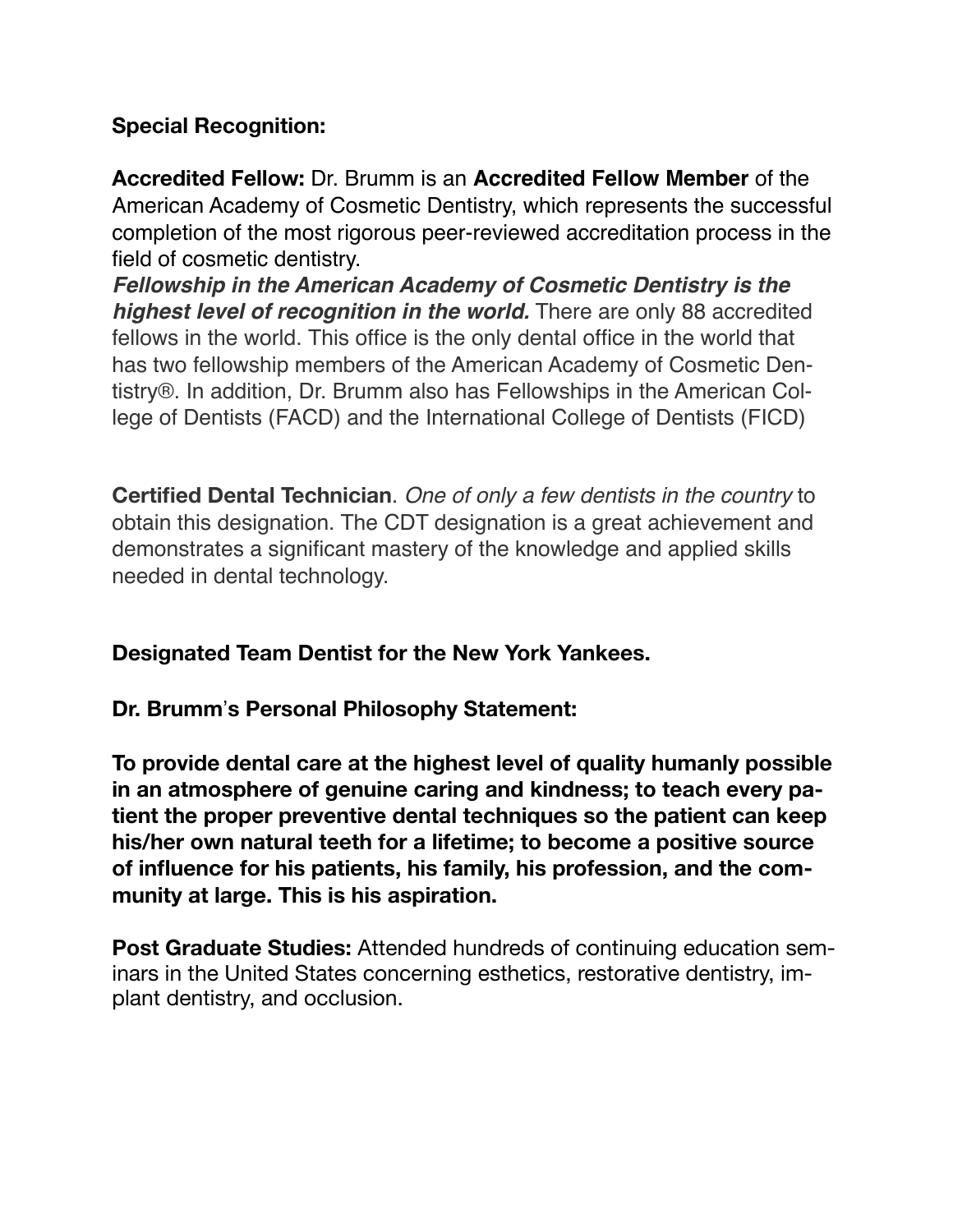**Special Recognition:**

**Accredited Fellow:** Dr. Brumm is an **Accredited Fellow Member** of the American Academy of Cosmetic Dentistry, which represents the successful completion of the most rigorous peer-reviewed accreditation process in the field of cosmetic dentistry.
***Fellowship in the American Academy of Cosmetic Dentistry is the highest level of recognition in the world.*** There are only 88 accredited fellows in the world. This office is the only dental office in the world that has two fellowship members of the American Academy of Cosmetic Dentistry®. In addition, Dr. Brumm also has Fellowships in the American College of Dentists (FACD) and the International College of Dentists (FICD)

**Certified Dental Technician**. *One of only a few dentists in the country* to obtain this designation. The CDT designation is a great achievement and demonstrates a significant mastery of the knowledge and applied skills needed in dental technology.

**Designated Team Dentist for the New York Yankees.**

**Dr. Brumm's Personal Philosophy Statement:**

**To provide dental care at the highest level of quality humanly possible in an atmosphere of genuine caring and kindness; to teach every patient the proper preventive dental techniques so the patient can keep his/her own natural teeth for a lifetime; to become a positive source of influence for his patients, his family, his profession, and the community at large. This is his aspiration.**

**Post Graduate Studies:** Attended hundreds of continuing education seminars in the United States concerning esthetics, restorative dentistry, implant dentistry, and occlusion.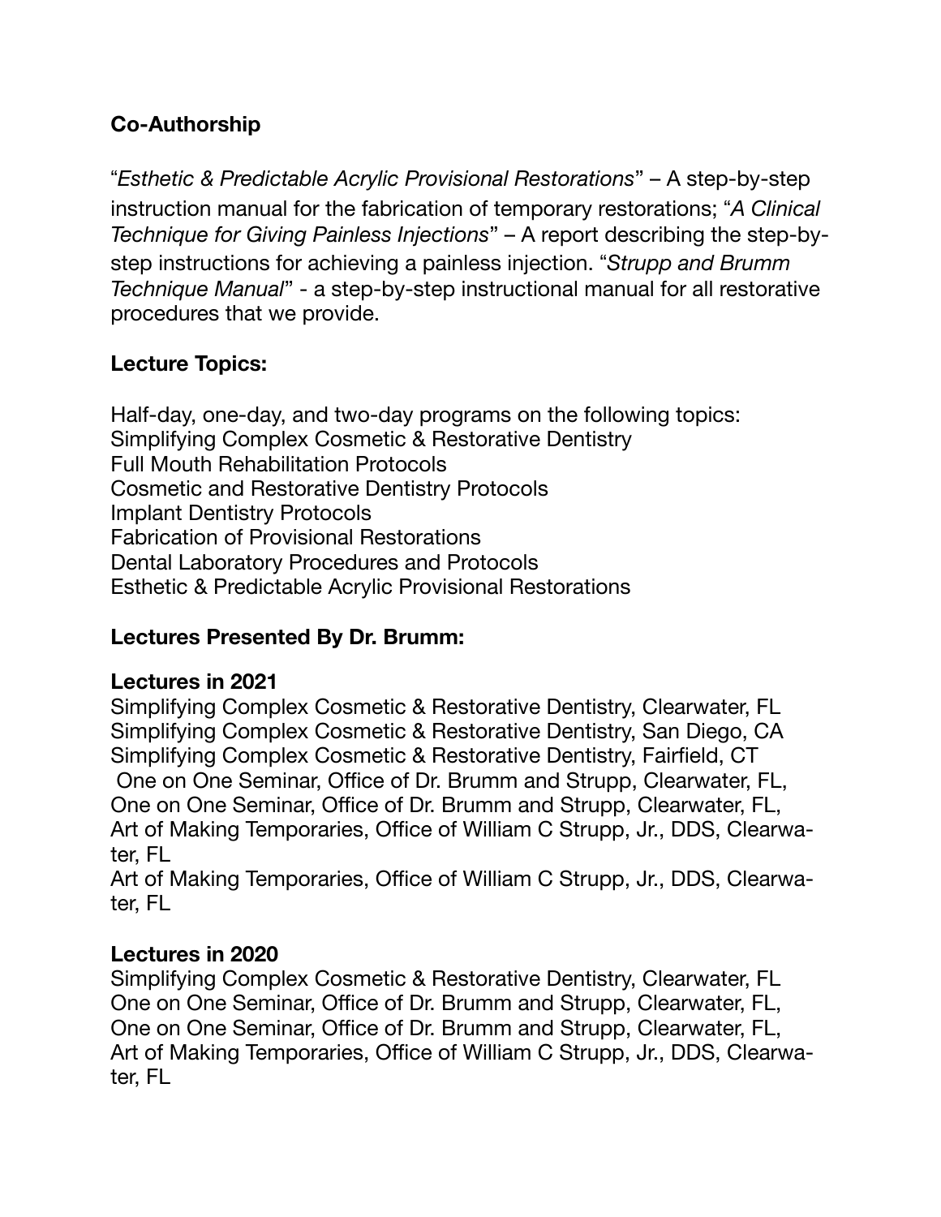**Co-Authorship**

"*Esthetic & Predictable Acrylic Provisional Restorations*" – A step-by-step instruction manual for the fabrication of temporary restorations; "*A Clinical Technique for Giving Painless Injections*" – A report describing the step-by-step instructions for achieving a painless injection. "*Strupp and Brumm Technique Manual*" - a step-by-step instructional manual for all restorative procedures that we provide.

**Lecture Topics:**

Half-day, one-day, and two-day programs on the following topics:
Simplifying Complex Cosmetic & Restorative Dentistry
Full Mouth Rehabilitation Protocols
Cosmetic and Restorative Dentistry Protocols
Implant Dentistry Protocols
Fabrication of Provisional Restorations
Dental Laboratory Procedures and Protocols
Esthetic & Predictable Acrylic Provisional Restorations

**Lectures Presented By Dr. Brumm:**

**Lectures in 2021**
Simplifying Complex Cosmetic & Restorative Dentistry, Clearwater, FL
Simplifying Complex Cosmetic & Restorative Dentistry, San Diego, CA
Simplifying Complex Cosmetic & Restorative Dentistry, Fairfield, CT
One on One Seminar, Office of Dr. Brumm and Strupp, Clearwater, FL,
One on One Seminar, Office of Dr. Brumm and Strupp, Clearwater, FL,
Art of Making Temporaries, Office of William C Strupp, Jr., DDS, Clearwater, FL
Art of Making Temporaries, Office of William C Strupp, Jr., DDS, Clearwater, FL

**Lectures in 2020**
Simplifying Complex Cosmetic & Restorative Dentistry, Clearwater, FL
One on One Seminar, Office of Dr. Brumm and Strupp, Clearwater, FL,
One on One Seminar, Office of Dr. Brumm and Strupp, Clearwater, FL,
Art of Making Temporaries, Office of William C Strupp, Jr., DDS, Clearwater, FL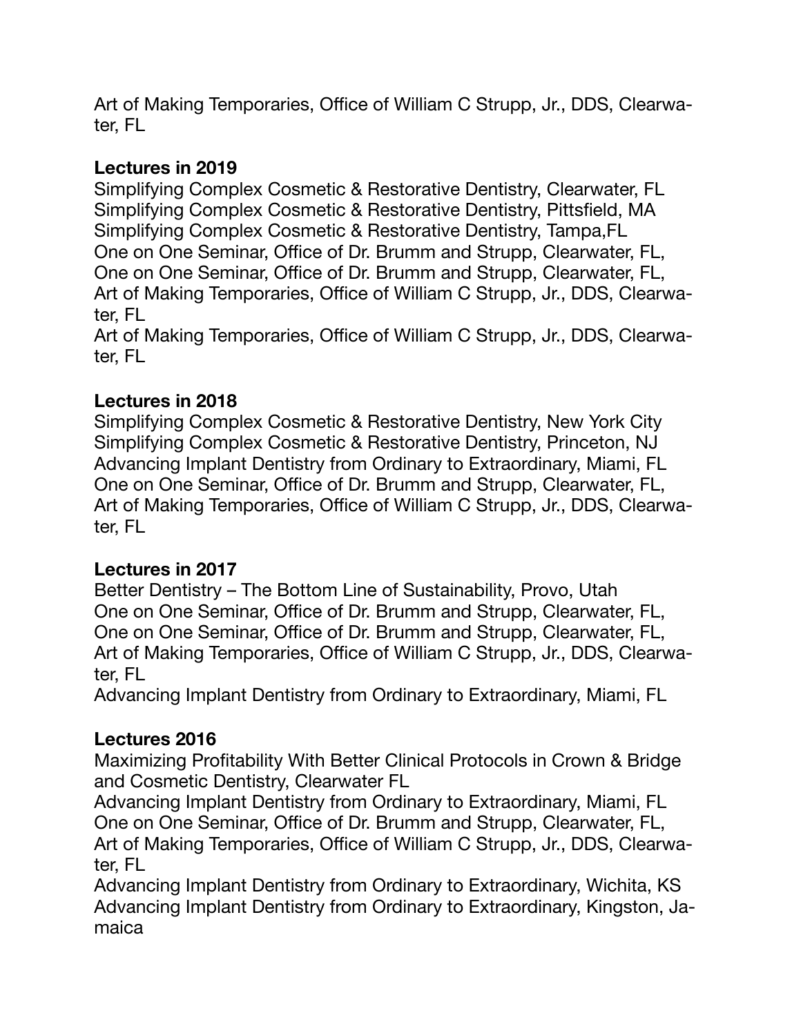Art of Making Temporaries, Office of William C Strupp, Jr., DDS, Clearwater, FL

**Lectures in 2019**

Simplifying Complex Cosmetic & Restorative Dentistry, Clearwater, FL
Simplifying Complex Cosmetic & Restorative Dentistry, Pittsfield, MA
Simplifying Complex Cosmetic & Restorative Dentistry, Tampa,FL
One on One Seminar, Office of Dr. Brumm and Strupp, Clearwater, FL,
One on One Seminar, Office of Dr. Brumm and Strupp, Clearwater, FL,
Art of Making Temporaries, Office of William C Strupp, Jr., DDS, Clearwater, FL
Art of Making Temporaries, Office of William C Strupp, Jr., DDS, Clearwater, FL

**Lectures in 2018**

Simplifying Complex Cosmetic & Restorative Dentistry, New York City
Simplifying Complex Cosmetic & Restorative Dentistry, Princeton, NJ
Advancing Implant Dentistry from Ordinary to Extraordinary, Miami, FL
One on One Seminar, Office of Dr. Brumm and Strupp, Clearwater, FL,
Art of Making Temporaries, Office of William C Strupp, Jr., DDS, Clearwater, FL

**Lectures in 2017**

Better Dentistry – The Bottom Line of Sustainability, Provo, Utah
One on One Seminar, Office of Dr. Brumm and Strupp, Clearwater, FL,
One on One Seminar, Office of Dr. Brumm and Strupp, Clearwater, FL,
Art of Making Temporaries, Office of William C Strupp, Jr., DDS, Clearwater, FL
Advancing Implant Dentistry from Ordinary to Extraordinary, Miami, FL

**Lectures 2016**

Maximizing Profitability With Better Clinical Protocols in Crown & Bridge and Cosmetic Dentistry, Clearwater FL
Advancing Implant Dentistry from Ordinary to Extraordinary, Miami, FL
One on One Seminar, Office of Dr. Brumm and Strupp, Clearwater, FL,
Art of Making Temporaries, Office of William C Strupp, Jr., DDS, Clearwater, FL
Advancing Implant Dentistry from Ordinary to Extraordinary, Wichita, KS
Advancing Implant Dentistry from Ordinary to Extraordinary, Kingston, Jamaica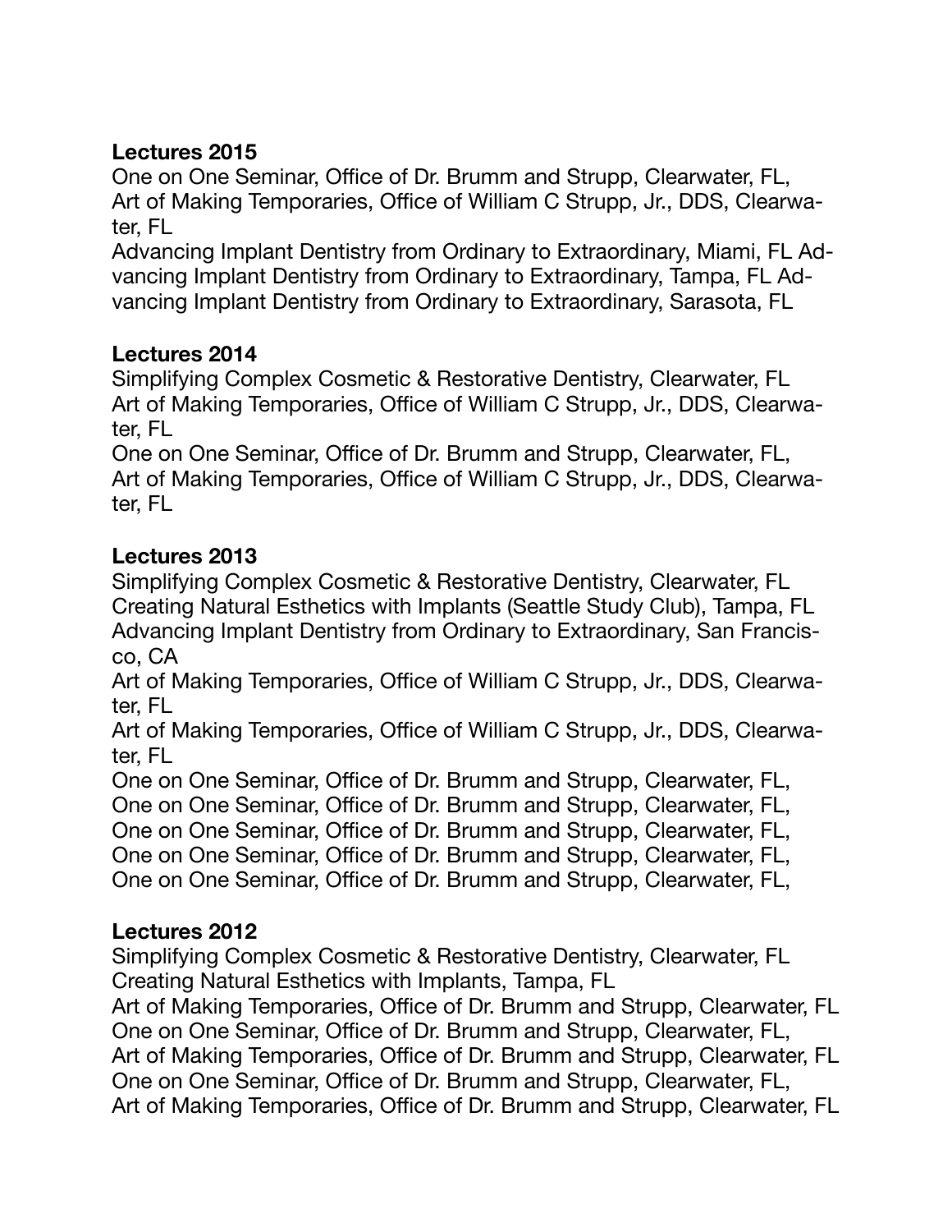**Lectures 2015**

One on One Seminar, Office of Dr. Brumm and Strupp, Clearwater, FL,
Art of Making Temporaries, Office of William C Strupp, Jr., DDS, Clearwater, FL
Advancing Implant Dentistry from Ordinary to Extraordinary, Miami, FL Advancing Implant Dentistry from Ordinary to Extraordinary, Tampa, FL Advancing Implant Dentistry from Ordinary to Extraordinary, Sarasota, FL

**Lectures 2014**

Simplifying Complex Cosmetic & Restorative Dentistry, Clearwater, FL
Art of Making Temporaries, Office of William C Strupp, Jr., DDS, Clearwater, FL
One on One Seminar, Office of Dr. Brumm and Strupp, Clearwater, FL,
Art of Making Temporaries, Office of William C Strupp, Jr., DDS, Clearwater, FL

**Lectures 2013**

Simplifying Complex Cosmetic & Restorative Dentistry, Clearwater, FL
Creating Natural Esthetics with Implants (Seattle Study Club), Tampa, FL
Advancing Implant Dentistry from Ordinary to Extraordinary, San Francisco, CA
Art of Making Temporaries, Office of William C Strupp, Jr., DDS, Clearwater, FL
Art of Making Temporaries, Office of William C Strupp, Jr., DDS, Clearwater, FL
One on One Seminar, Office of Dr. Brumm and Strupp, Clearwater, FL,
One on One Seminar, Office of Dr. Brumm and Strupp, Clearwater, FL,
One on One Seminar, Office of Dr. Brumm and Strupp, Clearwater, FL,
One on One Seminar, Office of Dr. Brumm and Strupp, Clearwater, FL,
One on One Seminar, Office of Dr. Brumm and Strupp, Clearwater, FL,

**Lectures 2012**

Simplifying Complex Cosmetic & Restorative Dentistry, Clearwater, FL
Creating Natural Esthetics with Implants, Tampa, FL
Art of Making Temporaries, Office of Dr. Brumm and Strupp, Clearwater, FL
One on One Seminar, Office of Dr. Brumm and Strupp, Clearwater, FL,
Art of Making Temporaries, Office of Dr. Brumm and Strupp, Clearwater, FL
One on One Seminar, Office of Dr. Brumm and Strupp, Clearwater, FL,
Art of Making Temporaries, Office of Dr. Brumm and Strupp, Clearwater, FL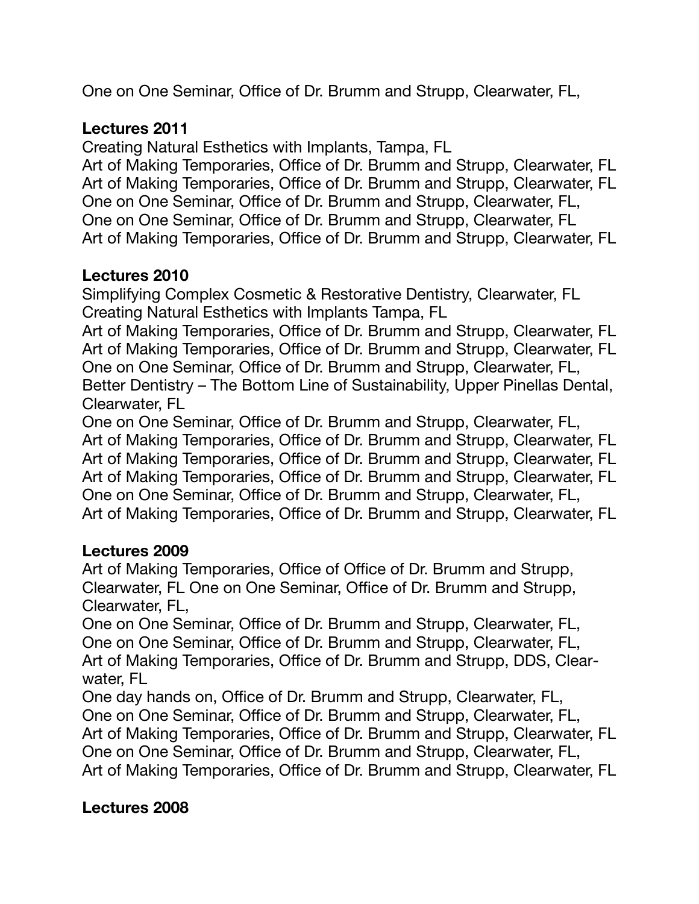One on One Seminar, Office of Dr. Brumm and Strupp, Clearwater, FL,

**Lectures 2011**

Creating Natural Esthetics with Implants, Tampa, FL
Art of Making Temporaries, Office of Dr. Brumm and Strupp, Clearwater, FL
Art of Making Temporaries, Office of Dr. Brumm and Strupp, Clearwater, FL
One on One Seminar, Office of Dr. Brumm and Strupp, Clearwater, FL,
One on One Seminar, Office of Dr. Brumm and Strupp, Clearwater, FL
Art of Making Temporaries, Office of Dr. Brumm and Strupp, Clearwater, FL

**Lectures 2010**

Simplifying Complex Cosmetic & Restorative Dentistry, Clearwater, FL
Creating Natural Esthetics with Implants Tampa, FL
Art of Making Temporaries, Office of Dr. Brumm and Strupp, Clearwater, FL
Art of Making Temporaries, Office of Dr. Brumm and Strupp, Clearwater, FL
One on One Seminar, Office of Dr. Brumm and Strupp, Clearwater, FL,
Better Dentistry – The Bottom Line of Sustainability, Upper Pinellas Dental, Clearwater, FL
One on One Seminar, Office of Dr. Brumm and Strupp, Clearwater, FL,
Art of Making Temporaries, Office of Dr. Brumm and Strupp, Clearwater, FL
Art of Making Temporaries, Office of Dr. Brumm and Strupp, Clearwater, FL
Art of Making Temporaries, Office of Dr. Brumm and Strupp, Clearwater, FL
One on One Seminar, Office of Dr. Brumm and Strupp, Clearwater, FL,
Art of Making Temporaries, Office of Dr. Brumm and Strupp, Clearwater, FL

**Lectures 2009**

Art of Making Temporaries, Office of Office of Dr. Brumm and Strupp, Clearwater, FL One on One Seminar, Office of Dr. Brumm and Strupp, Clearwater, FL,
One on One Seminar, Office of Dr. Brumm and Strupp, Clearwater, FL,
One on One Seminar, Office of Dr. Brumm and Strupp, Clearwater, FL,
Art of Making Temporaries, Office of Dr. Brumm and Strupp, DDS, Clearwater, FL
One day hands on, Office of Dr. Brumm and Strupp, Clearwater, FL,
One on One Seminar, Office of Dr. Brumm and Strupp, Clearwater, FL,
Art of Making Temporaries, Office of Dr. Brumm and Strupp, Clearwater, FL
One on One Seminar, Office of Dr. Brumm and Strupp, Clearwater, FL,
Art of Making Temporaries, Office of Dr. Brumm and Strupp, Clearwater, FL

**Lectures 2008**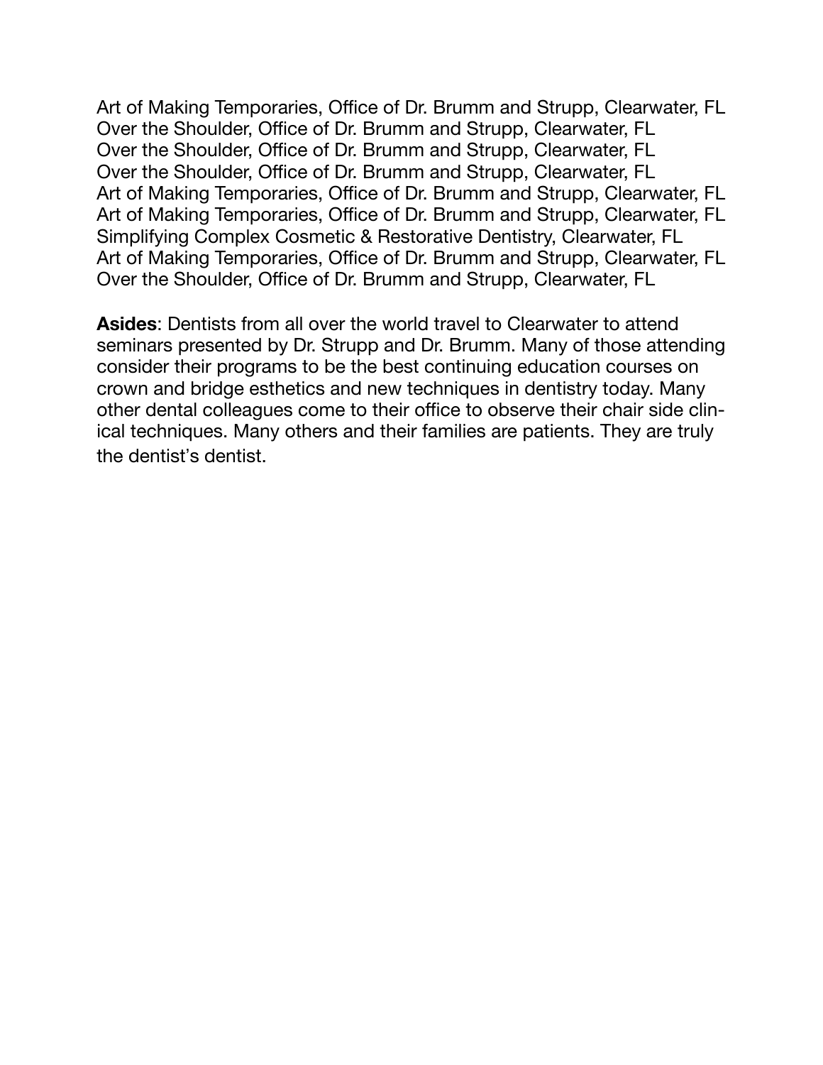Art of Making Temporaries, Office of Dr. Brumm and Strupp, Clearwater, FL
Over the Shoulder, Office of Dr. Brumm and Strupp, Clearwater, FL
Over the Shoulder, Office of Dr. Brumm and Strupp, Clearwater, FL
Over the Shoulder, Office of Dr. Brumm and Strupp, Clearwater, FL
Art of Making Temporaries, Office of Dr. Brumm and Strupp, Clearwater, FL
Art of Making Temporaries, Office of Dr. Brumm and Strupp, Clearwater, FL
Simplifying Complex Cosmetic & Restorative Dentistry, Clearwater, FL
Art of Making Temporaries, Office of Dr. Brumm and Strupp, Clearwater, FL
Over the Shoulder, Office of Dr. Brumm and Strupp, Clearwater, FL

**Asides**: Dentists from all over the world travel to Clearwater to attend seminars presented by Dr. Strupp and Dr. Brumm. Many of those attending consider their programs to be the best continuing education courses on crown and bridge esthetics and new techniques in dentistry today. Many other dental colleagues come to their office to observe their chair side clinical techniques. Many others and their families are patients. They are truly the dentist's dentist.